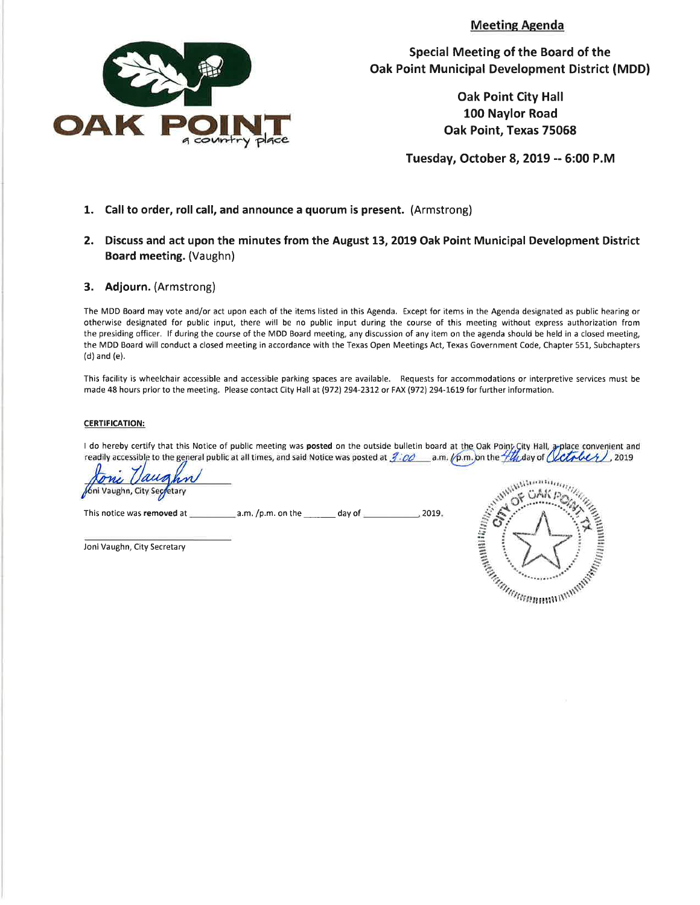OAK POINT
a country place

## Meeting Agenda

**Special Meeting of the Board of the Oak Point Municipal Development District (MDD)**

**Oak Point City Hall**
**100 Naylor Road**
**Oak Point, Texas 75068**

**Tuesday, October 8, 2019 -- 6:00 P.M**

1. **Call to order, roll call, and announce a quorum is present.** (Armstrong)

2. **Discuss and act upon the minutes from the August 13, 2019 Oak Point Municipal Development District Board meeting.** (Vaughn)

3. **Adjourn.** (Armstrong)

The MDD Board may vote and/or act upon each of the items listed in this Agenda. Except for items in the Agenda designated as public hearing or otherwise designated for public input, there will be no public input during the course of this meeting without express authorization from the presiding officer. If during the course of the MDD Board meeting, any discussion of any item on the agenda should be held in a closed meeting, the MDD Board will conduct a closed meeting in accordance with the Texas Open Meetings Act, Texas Government Code, Chapter 551, Subchapters (d) and (e).

This facility is wheelchair accessible and accessible parking spaces are available. Requests for accommodations or interpretive services must be made 48 hours prior to the meeting. Please contact City Hall at (972) 294-2312 or FAX (972) 294-1619 for further information.

**CERTIFICATION:**

I do hereby certify that this Notice of public meeting was **posted** on the outside bulletin board at the Oak Point City Hall, a place convenient and readily accessible to the general public at all times, and said Notice was posted at 3:00 a.m. /p.m. on the 4th day of October, 2019

Joni Vaughn
Joni Vaughn, City Secretary

This notice was **removed** at __________ a.m. /p.m. on the _______ day of ____________, 2019.

______________________________
Joni Vaughn, City Secretary

CITY OF OAK POINT, TX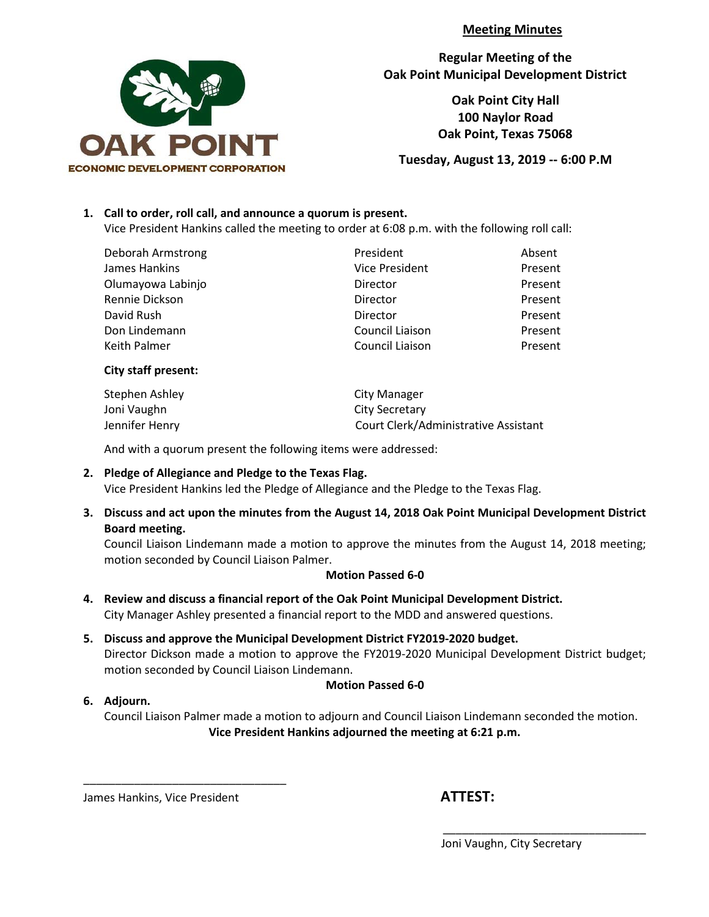OAK POINT

ECONOMIC DEVELOPMENT CORPORATION

**Meeting Minutes**

**Regular Meeting of the**
**Oak Point Municipal Development District**

**Oak Point City Hall**
**100 Naylor Road**
**Oak Point, Texas 75068**

**Tuesday, August 13, 2019 -- 6:00 P.M**

1. **Call to order, roll call, and announce a quorum is present.**
   Vice President Hankins called the meeting to order at 6:08 p.m. with the following roll call:

| | | |
|---|---|---|
| Deborah Armstrong | President | Absent |
| James Hankins | Vice President | Present |
| Olumayowa Labinjo | Director | Present |
| Rennie Dickson | Director | Present |
| David Rush | Director | Present |
| Don Lindemann | Council Liaison | Present |
| Keith Palmer | Council Liaison | Present |

   **City staff present:**

| | |
|---|---|
| Stephen Ashley | City Manager |
| Joni Vaughn | City Secretary |
| Jennifer Henry | Court Clerk/Administrative Assistant |

   And with a quorum present the following items were addressed:

2. **Pledge of Allegiance and Pledge to the Texas Flag.**
   Vice President Hankins led the Pledge of Allegiance and the Pledge to the Texas Flag.

3. **Discuss and act upon the minutes from the August 14, 2018 Oak Point Municipal Development District Board meeting.**
   Council Liaison Lindemann made a motion to approve the minutes from the August 14, 2018 meeting; motion seconded by Council Liaison Palmer.

   **Motion Passed 6-0**

4. **Review and discuss a financial report of the Oak Point Municipal Development District.**
   City Manager Ashley presented a financial report to the MDD and answered questions.

5. **Discuss and approve the Municipal Development District FY2019-2020 budget.**
   Director Dickson made a motion to approve the FY2019-2020 Municipal Development District budget; motion seconded by Council Liaison Lindemann.

   **Motion Passed 6-0**

6. **Adjourn.**
   Council Liaison Palmer made a motion to adjourn and Council Liaison Lindemann seconded the motion.

   **Vice President Hankins adjourned the meeting at 6:21 p.m.**

\_\_\_\_\_\_\_\_\_\_\_\_\_\_\_\_\_\_\_\_\_\_\_\_\_\_\_\_\_\_\_\_
James Hankins, Vice President

**ATTEST:**

\_\_\_\_\_\_\_\_\_\_\_\_\_\_\_\_\_\_\_\_\_\_\_\_\_\_\_\_\_\_\_\_
Joni Vaughn, City Secretary